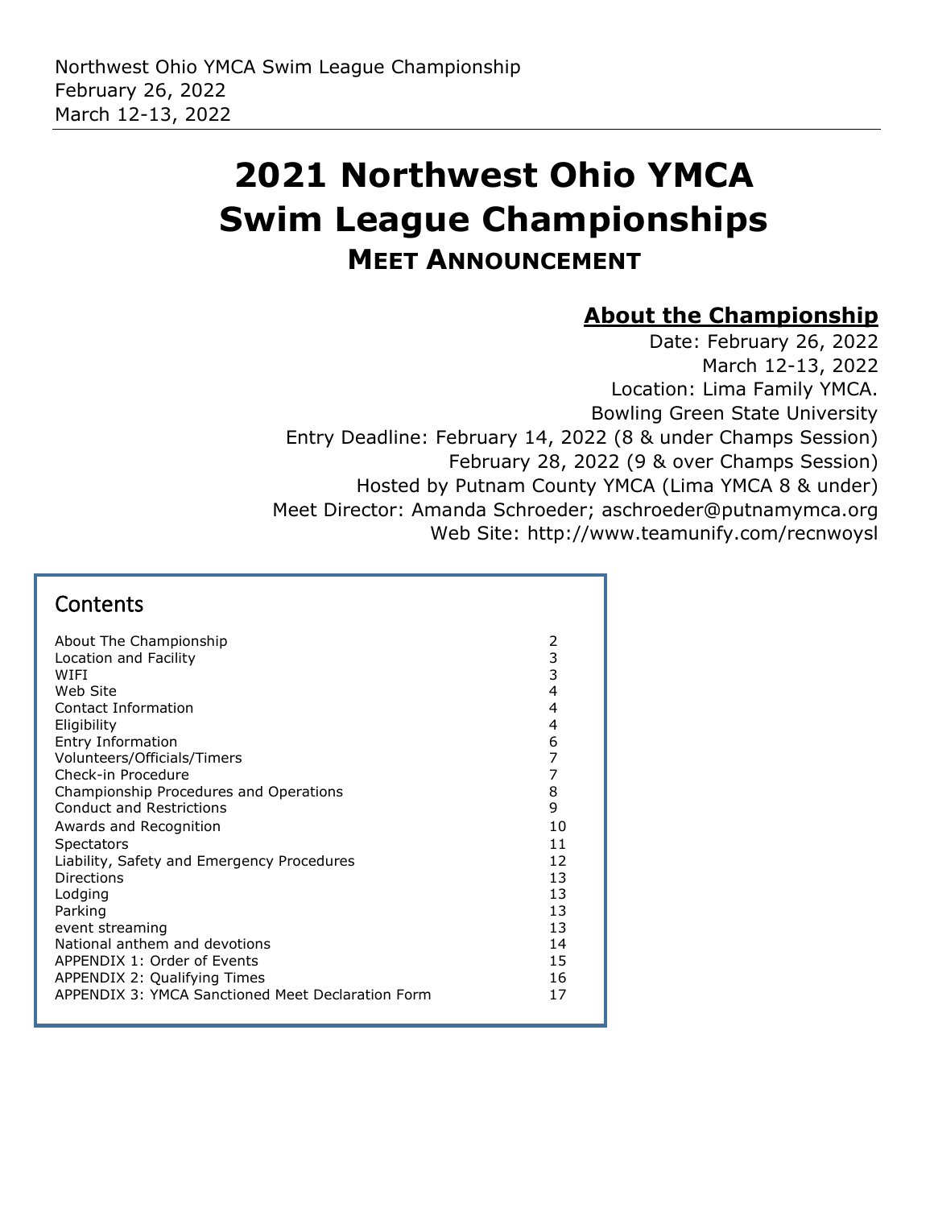Northwest Ohio YMCA Swim League Championship
February 26, 2022
March 12-13, 2022

# 2021 Northwest Ohio YMCA Swim League Championships

## MEET ANNOUNCEMENT

### About the Championship

Date: February 26, 2022
March 12-13, 2022
Location: Lima Family YMCA.
Bowling Green State University
Entry Deadline: February 14, 2022 (8 & under Champs Session)
February 28, 2022 (9 & over Champs Session)
Hosted by Putnam County YMCA (Lima YMCA 8 & under)
Meet Director: Amanda Schroeder; aschroeder@putnamymca.org
Web Site: http://www.teamunify.com/recnwoysl

## Contents

| | |
|---|---|
| About The Championship | 2 |
| Location and Facility | 3 |
| WIFI | 3 |
| Web Site | 4 |
| Contact Information | 4 |
| Eligibility | 4 |
| Entry Information | 6 |
| Volunteers/Officials/Timers | 7 |
| Check-in Procedure | 7 |
| Championship Procedures and Operations | 8 |
| Conduct and Restrictions | 9 |
| Awards and Recognition | 10 |
| Spectators | 11 |
| Liability, Safety and Emergency Procedures | 12 |
| Directions | 13 |
| Lodging | 13 |
| Parking | 13 |
| event streaming | 13 |
| National anthem and devotions | 14 |
| APPENDIX 1: Order of Events | 15 |
| APPENDIX 2: Qualifying Times | 16 |
| APPENDIX 3: YMCA Sanctioned Meet Declaration Form | 17 |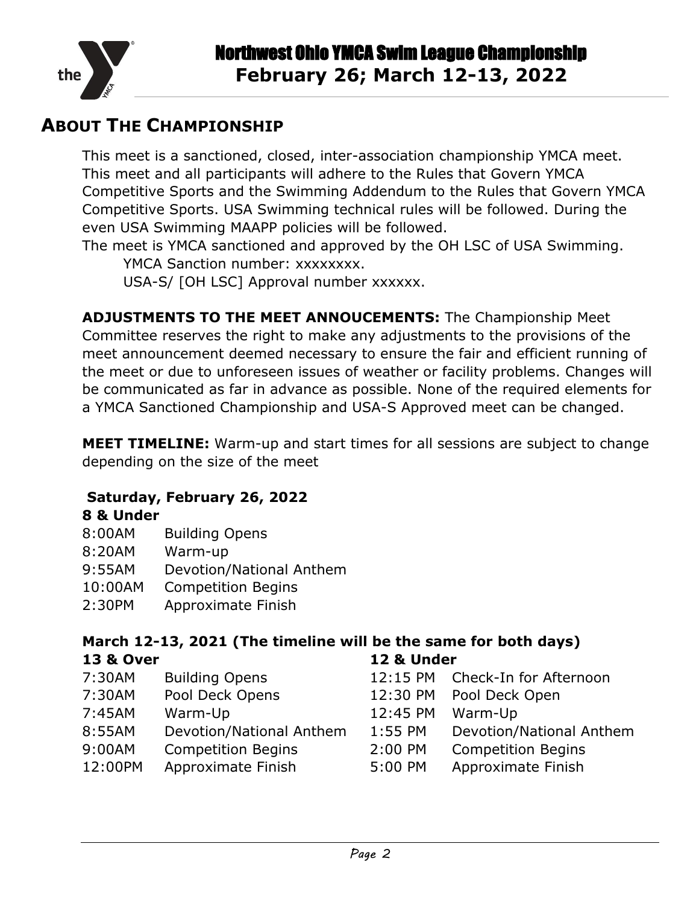# Northwest Ohio YMCA Swim League Championship
**February 26; March 12-13, 2022**

## ABOUT THE CHAMPIONSHIP

This meet is a sanctioned, closed, inter-association championship YMCA meet. This meet and all participants will adhere to the Rules that Govern YMCA Competitive Sports and the Swimming Addendum to the Rules that Govern YMCA Competitive Sports. USA Swimming technical rules will be followed. During the even USA Swimming MAAPP policies will be followed.

The meet is YMCA sanctioned and approved by the OH LSC of USA Swimming.

YMCA Sanction number: xxxxxxxx.

USA-S/ [OH LSC] Approval number xxxxxx.

**ADJUSTMENTS TO THE MEET ANNOUCEMENTS:** The Championship Meet Committee reserves the right to make any adjustments to the provisions of the meet announcement deemed necessary to ensure the fair and efficient running of the meet or due to unforeseen issues of weather or facility problems. Changes will be communicated as far in advance as possible. None of the required elements for a YMCA Sanctioned Championship and USA-S Approved meet can be changed.

**MEET TIMELINE:** Warm-up and start times for all sessions are subject to change depending on the size of the meet

**Saturday, February 26, 2022**

**8 & Under**

| | |
|---|---|
| 8:00AM | Building Opens |
| 8:20AM | Warm-up |
| 9:55AM | Devotion/National Anthem |
| 10:00AM | Competition Begins |
| 2:30PM | Approximate Finish |

**March 12-13, 2021 (The timeline will be the same for both days)**

| **13 & Over** | | **12 & Under** | |
|---|---|---|---|
| 7:30AM | Building Opens | 12:15 PM | Check-In for Afternoon |
| 7:30AM | Pool Deck Opens | 12:30 PM | Pool Deck Open |
| 7:45AM | Warm-Up | 12:45 PM | Warm-Up |
| 8:55AM | Devotion/National Anthem | 1:55 PM | Devotion/National Anthem |
| 9:00AM | Competition Begins | 2:00 PM | Competition Begins |
| 12:00PM | Approximate Finish | 5:00 PM | Approximate Finish |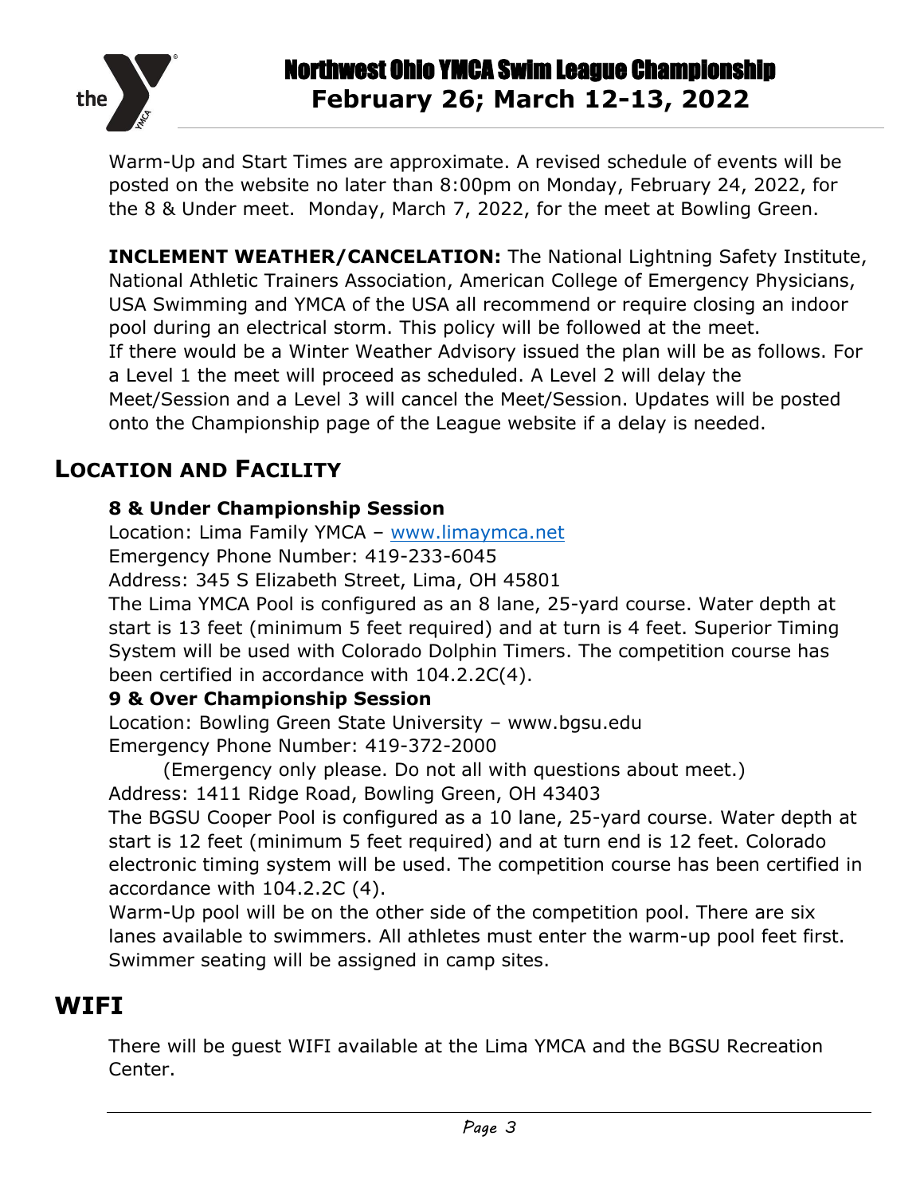Warm-Up and Start Times are approximate. A revised schedule of events will be posted on the website no later than 8:00pm on Monday, February 24, 2022, for the 8 & Under meet. Monday, March 7, 2022, for the meet at Bowling Green.

**INCLEMENT WEATHER/CANCELATION:** The National Lightning Safety Institute, National Athletic Trainers Association, American College of Emergency Physicians, USA Swimming and YMCA of the USA all recommend or require closing an indoor pool during an electrical storm. This policy will be followed at the meet. If there would be a Winter Weather Advisory issued the plan will be as follows. For a Level 1 the meet will proceed as scheduled. A Level 2 will delay the Meet/Session and a Level 3 will cancel the Meet/Session. Updates will be posted onto the Championship page of the League website if a delay is needed.

## LOCATION AND FACILITY

**8 & Under Championship Session**

Location: Lima Family YMCA – www.limaymca.net
Emergency Phone Number: 419-233-6045
Address: 345 S Elizabeth Street, Lima, OH 45801
The Lima YMCA Pool is configured as an 8 lane, 25-yard course. Water depth at start is 13 feet (minimum 5 feet required) and at turn is 4 feet. Superior Timing System will be used with Colorado Dolphin Timers. The competition course has been certified in accordance with 104.2.2C(4).

**9 & Over Championship Session**

Location: Bowling Green State University – www.bgsu.edu
Emergency Phone Number: 419-372-2000
(Emergency only please. Do not all with questions about meet.)
Address: 1411 Ridge Road, Bowling Green, OH 43403
The BGSU Cooper Pool is configured as a 10 lane, 25-yard course. Water depth at start is 12 feet (minimum 5 feet required) and at turn end is 12 feet. Colorado electronic timing system will be used. The competition course has been certified in accordance with 104.2.2C (4).
Warm-Up pool will be on the other side of the competition pool. There are six lanes available to swimmers. All athletes must enter the warm-up pool feet first. Swimmer seating will be assigned in camp sites.

## WIFI

There will be guest WIFI available at the Lima YMCA and the BGSU Recreation Center.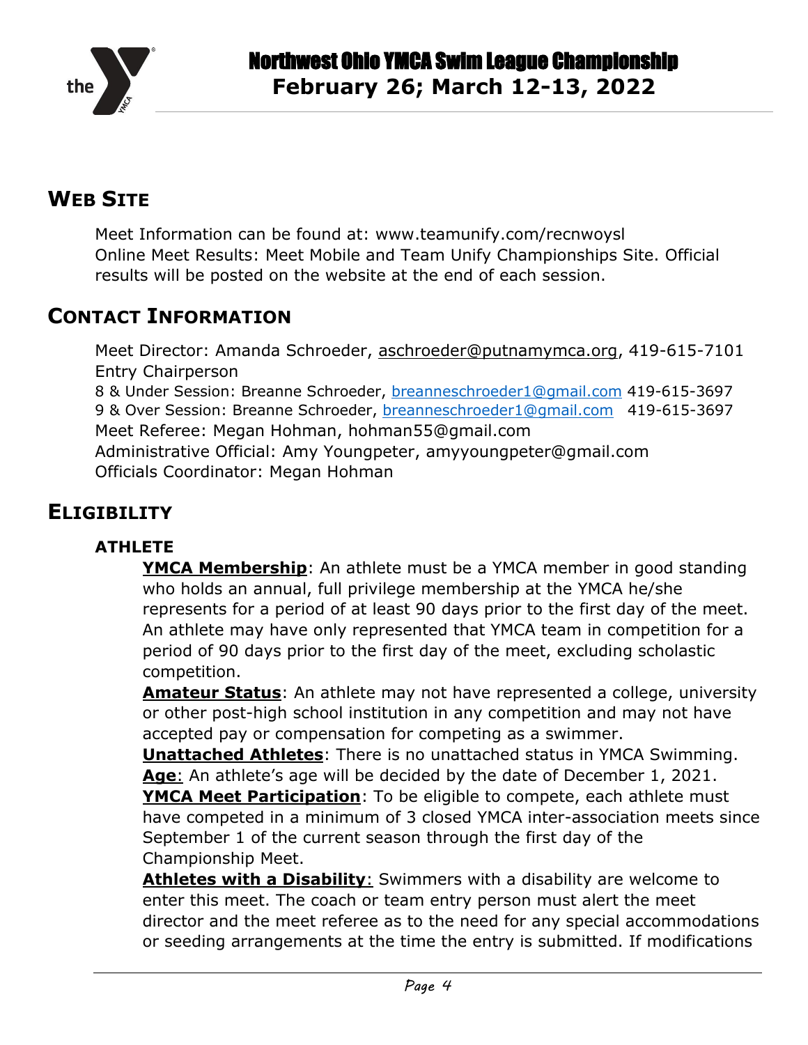## WEB SITE

Meet Information can be found at: www.teamunify.com/recnwoysl
Online Meet Results: Meet Mobile and Team Unify Championships Site. Official results will be posted on the website at the end of each session.

## CONTACT INFORMATION

Meet Director: Amanda Schroeder, aschroeder@putnamymca.org, 419-615-7101
Entry Chairperson
8 & Under Session: Breanne Schroeder, breanneschroeder1@gmail.com 419-615-3697
9 & Over Session: Breanne Schroeder, breanneschroeder1@gmail.com 419-615-3697
Meet Referee: Megan Hohman, hohman55@gmail.com
Administrative Official: Amy Youngpeter, amyyoungpeter@gmail.com
Officials Coordinator: Megan Hohman

## ELIGIBILITY

### ATHLETE

**YMCA Membership**: An athlete must be a YMCA member in good standing who holds an annual, full privilege membership at the YMCA he/she represents for a period of at least 90 days prior to the first day of the meet. An athlete may have only represented that YMCA team in competition for a period of 90 days prior to the first day of the meet, excluding scholastic competition.

**Amateur Status**: An athlete may not have represented a college, university or other post-high school institution in any competition and may not have accepted pay or compensation for competing as a swimmer.

**Unattached Athletes**: There is no unattached status in YMCA Swimming.

**Age**: An athlete's age will be decided by the date of December 1, 2021.

**YMCA Meet Participation**: To be eligible to compete, each athlete must have competed in a minimum of 3 closed YMCA inter-association meets since September 1 of the current season through the first day of the Championship Meet.

**Athletes with a Disability**: Swimmers with a disability are welcome to enter this meet. The coach or team entry person must alert the meet director and the meet referee as to the need for any special accommodations or seeding arrangements at the time the entry is submitted. If modifications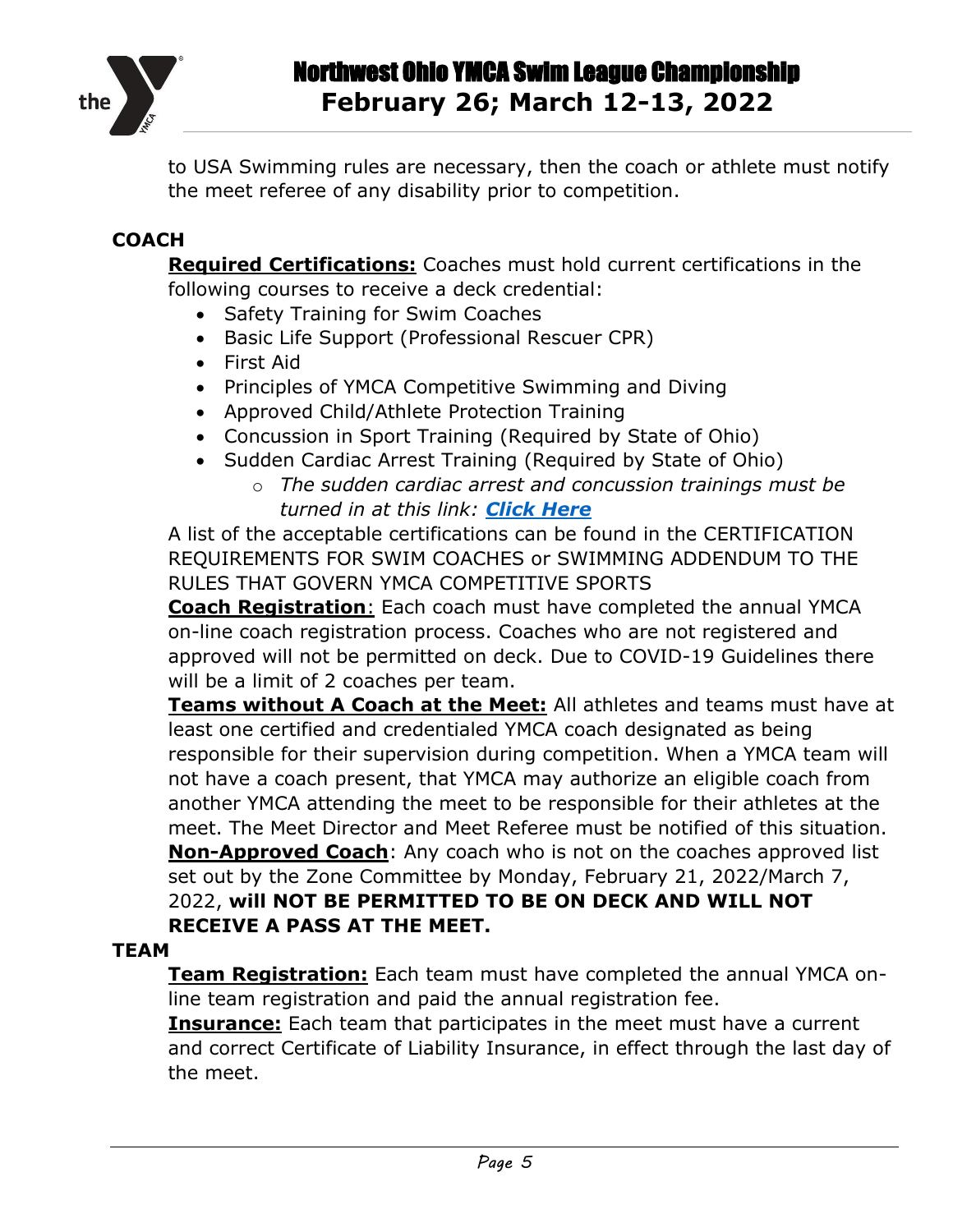to USA Swimming rules are necessary, then the coach or athlete must notify the meet referee of any disability prior to competition.

**COACH**

**Required Certifications:** Coaches must hold current certifications in the following courses to receive a deck credential:

- Safety Training for Swim Coaches
- Basic Life Support (Professional Rescuer CPR)
- First Aid
- Principles of YMCA Competitive Swimming and Diving
- Approved Child/Athlete Protection Training
- Concussion in Sport Training (Required by State of Ohio)
- Sudden Cardiac Arrest Training (Required by State of Ohio)
  - *The sudden cardiac arrest and concussion trainings must be turned in at this link: **Click Here***

A list of the acceptable certifications can be found in the CERTIFICATION REQUIREMENTS FOR SWIM COACHES or SWIMMING ADDENDUM TO THE RULES THAT GOVERN YMCA COMPETITIVE SPORTS

**Coach Registration**: Each coach must have completed the annual YMCA on-line coach registration process. Coaches who are not registered and approved will not be permitted on deck. Due to COVID-19 Guidelines there will be a limit of 2 coaches per team.

**Teams without A Coach at the Meet:** All athletes and teams must have at least one certified and credentialed YMCA coach designated as being responsible for their supervision during competition. When a YMCA team will not have a coach present, that YMCA may authorize an eligible coach from another YMCA attending the meet to be responsible for their athletes at the meet. The Meet Director and Meet Referee must be notified of this situation.

**Non-Approved Coach**: Any coach who is not on the coaches approved list set out by the Zone Committee by Monday, February 21, 2022/March 7, 2022, **will NOT BE PERMITTED TO BE ON DECK AND WILL NOT RECEIVE A PASS AT THE MEET.**

**TEAM**

**Team Registration:** Each team must have completed the annual YMCA on-line team registration and paid the annual registration fee.

**Insurance:** Each team that participates in the meet must have a current and correct Certificate of Liability Insurance, in effect through the last day of the meet.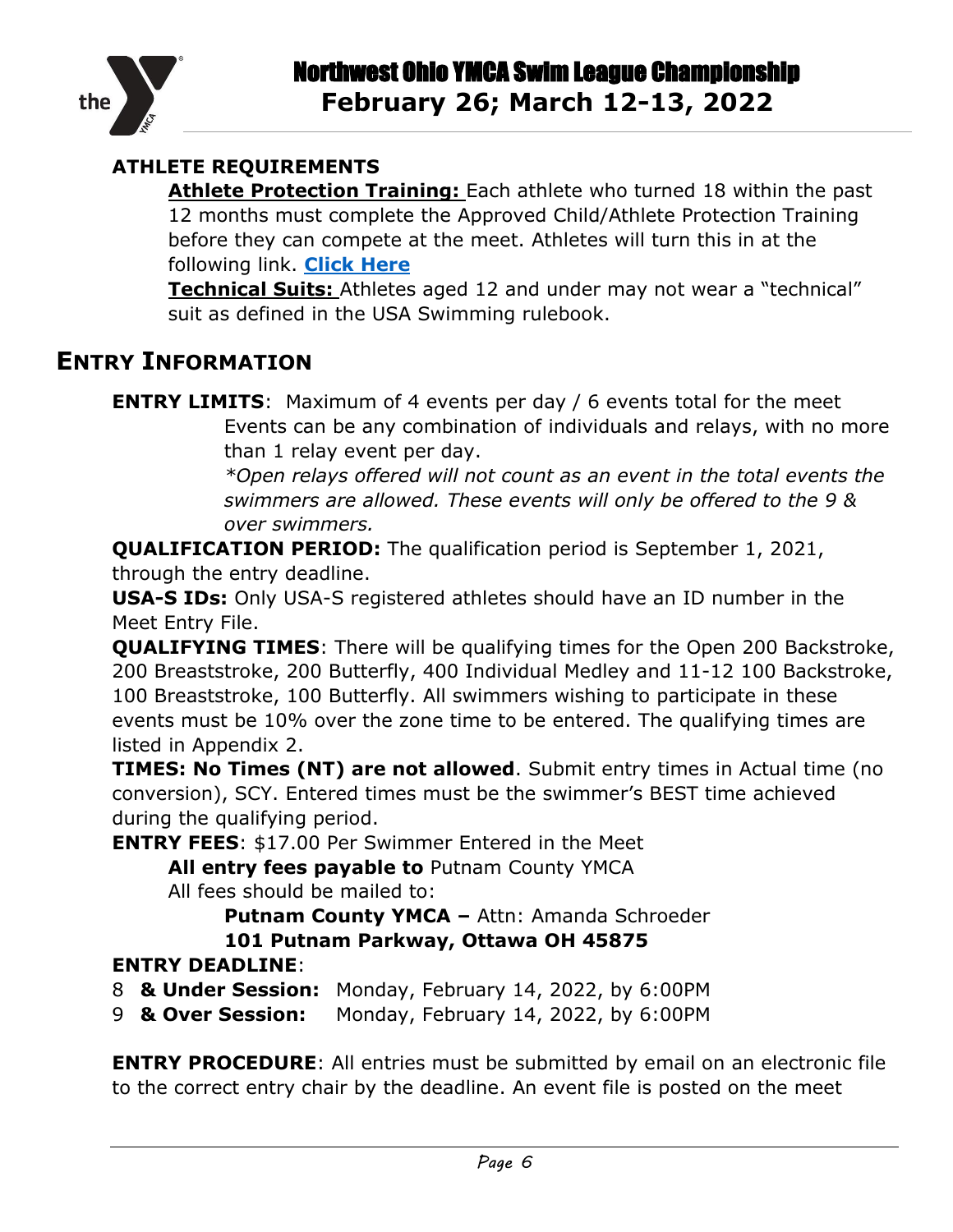### ATHLETE REQUIREMENTS

**Athlete Protection Training:** Each athlete who turned 18 within the past 12 months must complete the Approved Child/Athlete Protection Training before they can compete at the meet. Athletes will turn this in at the following link. **Click Here**

**Technical Suits:** Athletes aged 12 and under may not wear a "technical" suit as defined in the USA Swimming rulebook.

## ENTRY INFORMATION

**ENTRY LIMITS**: Maximum of 4 events per day / 6 events total for the meet

Events can be any combination of individuals and relays, with no more than 1 relay event per day.

*\*Open relays offered will not count as an event in the total events the swimmers are allowed. These events will only be offered to the 9 & over swimmers.*

**QUALIFICATION PERIOD:** The qualification period is September 1, 2021, through the entry deadline.

**USA-S IDs:** Only USA-S registered athletes should have an ID number in the Meet Entry File.

**QUALIFYING TIMES**: There will be qualifying times for the Open 200 Backstroke, 200 Breaststroke, 200 Butterfly, 400 Individual Medley and 11-12 100 Backstroke, 100 Breaststroke, 100 Butterfly. All swimmers wishing to participate in these events must be 10% over the zone time to be entered. The qualifying times are listed in Appendix 2.

**TIMES: No Times (NT) are not allowed**. Submit entry times in Actual time (no conversion), SCY. Entered times must be the swimmer's BEST time achieved during the qualifying period.

**ENTRY FEES**: $17.00 Per Swimmer Entered in the Meet

**All entry fees payable to** Putnam County YMCA

All fees should be mailed to:

**Putnam County YMCA –** Attn: Amanda Schroeder

**101 Putnam Parkway, Ottawa OH 45875**

**ENTRY DEADLINE**:

8 **& Under Session:** Monday, February 14, 2022, by 6:00PM

9 **& Over Session:** Monday, February 14, 2022, by 6:00PM

**ENTRY PROCEDURE**: All entries must be submitted by email on an electronic file to the correct entry chair by the deadline. An event file is posted on the meet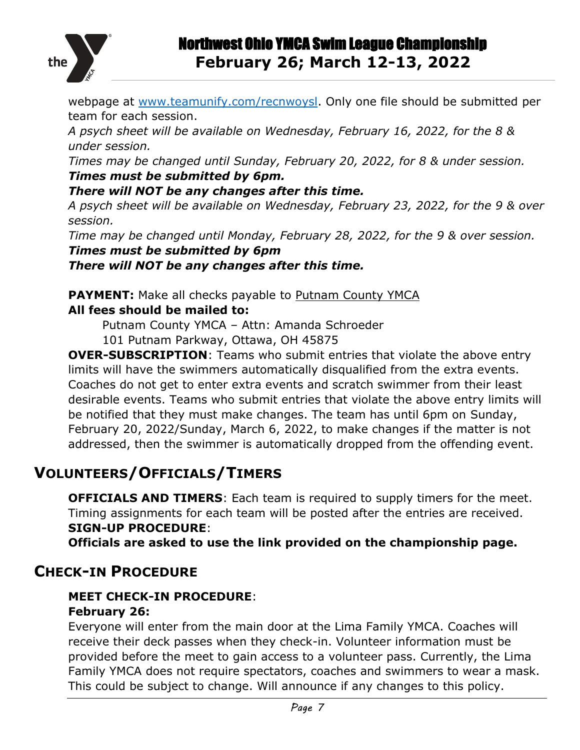webpage at [www.teamunify.com/recnwoysl](www.teamunify.com/recnwoysl). Only one file should be submitted per team for each session.

*A psych sheet will be available on Wednesday, February 16, 2022, for the 8 & under session.*

*Times may be changed until Sunday, February 20, 2022, for 8 & under session.*

***Times must be submitted by 6pm.***

***There will NOT be any changes after this time.***

*A psych sheet will be available on Wednesday, February 23, 2022, for the 9 & over session.*

*Time may be changed until Monday, February 28, 2022, for the 9 & over session.*

***Times must be submitted by 6pm***

***There will NOT be any changes after this time.***

**PAYMENT:** Make all checks payable to Putnam County YMCA

**All fees should be mailed to:**

Putnam County YMCA – Attn: Amanda Schroeder
101 Putnam Parkway, Ottawa, OH 45875

**OVER-SUBSCRIPTION**: Teams who submit entries that violate the above entry limits will have the swimmers automatically disqualified from the extra events. Coaches do not get to enter extra events and scratch swimmer from their least desirable events. Teams who submit entries that violate the above entry limits will be notified that they must make changes. The team has until 6pm on Sunday, February 20, 2022/Sunday, March 6, 2022, to make changes if the matter is not addressed, then the swimmer is automatically dropped from the offending event.

## VOLUNTEERS/OFFICIALS/TIMERS

**OFFICIALS AND TIMERS**: Each team is required to supply timers for the meet. Timing assignments for each team will be posted after the entries are received.

**SIGN-UP PROCEDURE**:

**Officials are asked to use the link provided on the championship page.**

## CHECK-IN PROCEDURE

**MEET CHECK-IN PROCEDURE**:

**February 26:**

Everyone will enter from the main door at the Lima Family YMCA. Coaches will receive their deck passes when they check-in. Volunteer information must be provided before the meet to gain access to a volunteer pass. Currently, the Lima Family YMCA does not require spectators, coaches and swimmers to wear a mask. This could be subject to change. Will announce if any changes to this policy.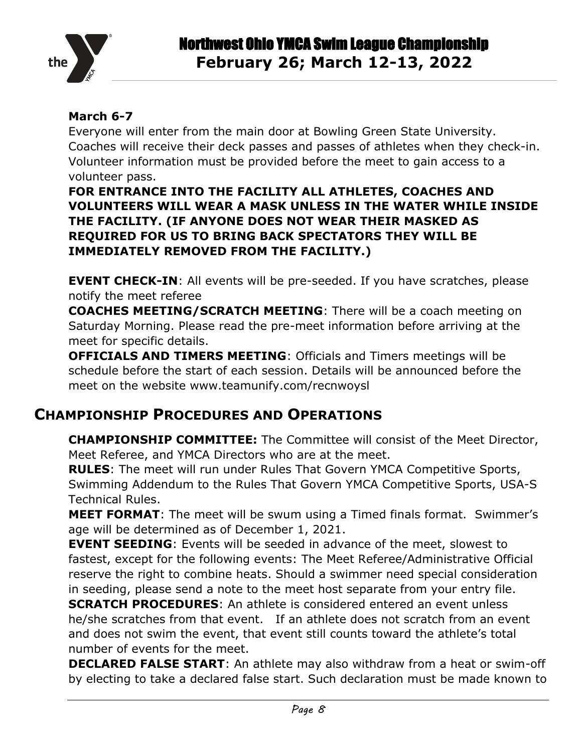**March 6-7**

Everyone will enter from the main door at Bowling Green State University. Coaches will receive their deck passes and passes of athletes when they check-in. Volunteer information must be provided before the meet to gain access to a volunteer pass.

**FOR ENTRANCE INTO THE FACILITY ALL ATHLETES, COACHES AND VOLUNTEERS WILL WEAR A MASK UNLESS IN THE WATER WHILE INSIDE THE FACILITY. (IF ANYONE DOES NOT WEAR THEIR MASKED AS REQUIRED FOR US TO BRING BACK SPECTATORS THEY WILL BE IMMEDIATELY REMOVED FROM THE FACILITY.)**

**EVENT CHECK-IN**: All events will be pre-seeded. If you have scratches, please notify the meet referee

**COACHES MEETING/SCRATCH MEETING**: There will be a coach meeting on Saturday Morning. Please read the pre-meet information before arriving at the meet for specific details.

**OFFICIALS AND TIMERS MEETING**: Officials and Timers meetings will be schedule before the start of each session. Details will be announced before the meet on the website www.teamunify.com/recnwoysl

## CHAMPIONSHIP PROCEDURES AND OPERATIONS

**CHAMPIONSHIP COMMITTEE:** The Committee will consist of the Meet Director, Meet Referee, and YMCA Directors who are at the meet.

**RULES**: The meet will run under Rules That Govern YMCA Competitive Sports, Swimming Addendum to the Rules That Govern YMCA Competitive Sports, USA-S Technical Rules.

**MEET FORMAT**: The meet will be swum using a Timed finals format. Swimmer's age will be determined as of December 1, 2021.

**EVENT SEEDING**: Events will be seeded in advance of the meet, slowest to fastest, except for the following events: The Meet Referee/Administrative Official reserve the right to combine heats. Should a swimmer need special consideration in seeding, please send a note to the meet host separate from your entry file.

**SCRATCH PROCEDURES**: An athlete is considered entered an event unless he/she scratches from that event. If an athlete does not scratch from an event and does not swim the event, that event still counts toward the athlete's total number of events for the meet.

**DECLARED FALSE START**: An athlete may also withdraw from a heat or swim-off by electing to take a declared false start. Such declaration must be made known to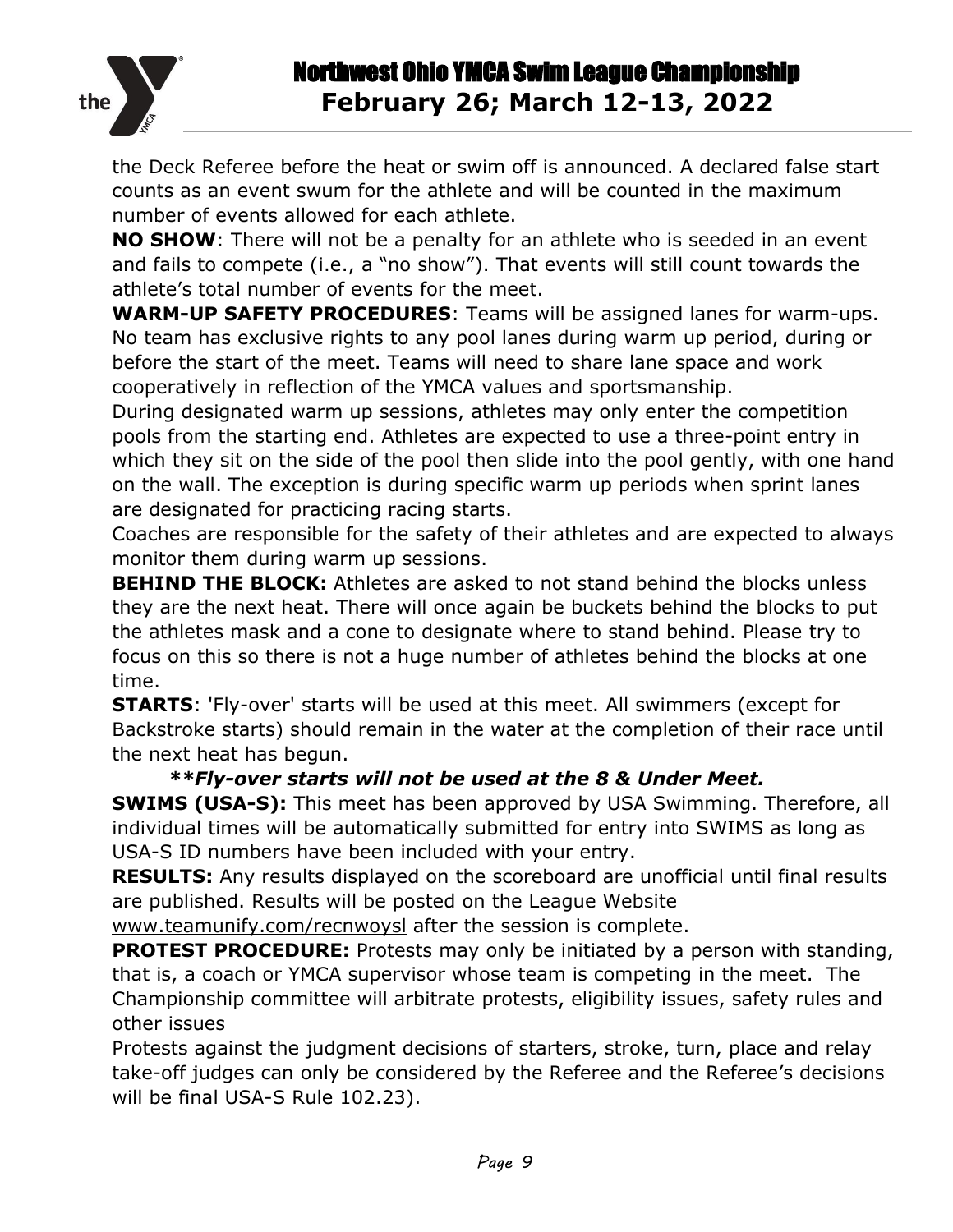the Deck Referee before the heat or swim off is announced. A declared false start counts as an event swum for the athlete and will be counted in the maximum number of events allowed for each athlete.

**NO SHOW**: There will not be a penalty for an athlete who is seeded in an event and fails to compete (i.e., a "no show"). That events will still count towards the athlete's total number of events for the meet.

**WARM-UP SAFETY PROCEDURES**: Teams will be assigned lanes for warm-ups. No team has exclusive rights to any pool lanes during warm up period, during or before the start of the meet. Teams will need to share lane space and work cooperatively in reflection of the YMCA values and sportsmanship.

During designated warm up sessions, athletes may only enter the competition pools from the starting end. Athletes are expected to use a three-point entry in which they sit on the side of the pool then slide into the pool gently, with one hand on the wall. The exception is during specific warm up periods when sprint lanes are designated for practicing racing starts.

Coaches are responsible for the safety of their athletes and are expected to always monitor them during warm up sessions.

**BEHIND THE BLOCK:** Athletes are asked to not stand behind the blocks unless they are the next heat. There will once again be buckets behind the blocks to put the athletes mask and a cone to designate where to stand behind. Please try to focus on this so there is not a huge number of athletes behind the blocks at one time.

**STARTS**: 'Fly-over' starts will be used at this meet. All swimmers (except for Backstroke starts) should remain in the water at the completion of their race until the next heat has begun.

***\*\*Fly-over starts will not be used at the 8 & Under Meet.***

**SWIMS (USA-S):** This meet has been approved by USA Swimming. Therefore, all individual times will be automatically submitted for entry into SWIMS as long as USA-S ID numbers have been included with your entry.

**RESULTS:** Any results displayed on the scoreboard are unofficial until final results are published. Results will be posted on the League Website www.teamunify.com/recnwoysl after the session is complete.

**PROTEST PROCEDURE:** Protests may only be initiated by a person with standing, that is, a coach or YMCA supervisor whose team is competing in the meet. The Championship committee will arbitrate protests, eligibility issues, safety rules and other issues

Protests against the judgment decisions of starters, stroke, turn, place and relay take-off judges can only be considered by the Referee and the Referee's decisions will be final USA-S Rule 102.23).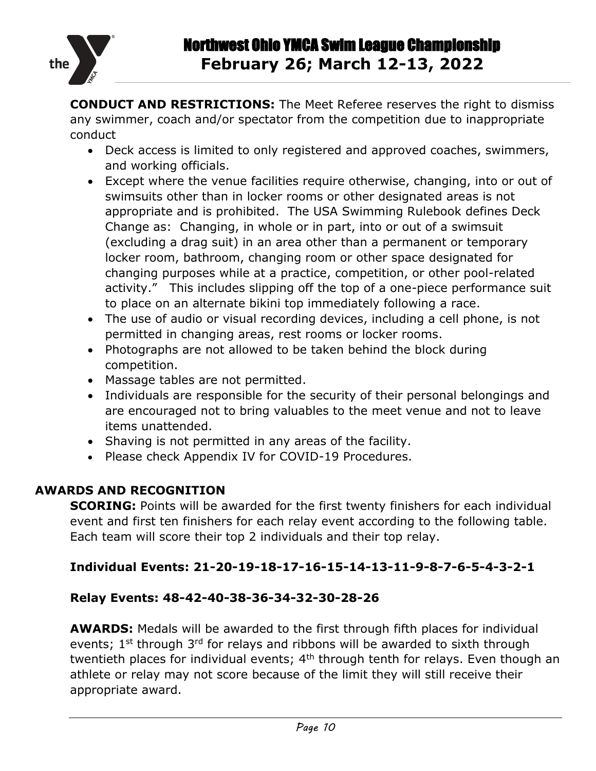**CONDUCT AND RESTRICTIONS:** The Meet Referee reserves the right to dismiss any swimmer, coach and/or spectator from the competition due to inappropriate conduct

- Deck access is limited to only registered and approved coaches, swimmers, and working officials.
- Except where the venue facilities require otherwise, changing, into or out of swimsuits other than in locker rooms or other designated areas is not appropriate and is prohibited. The USA Swimming Rulebook defines Deck Change as: Changing, in whole or in part, into or out of a swimsuit (excluding a drag suit) in an area other than a permanent or temporary locker room, bathroom, changing room or other space designated for changing purposes while at a practice, competition, or other pool-related activity." This includes slipping off the top of a one-piece performance suit to place on an alternate bikini top immediately following a race.
- The use of audio or visual recording devices, including a cell phone, is not permitted in changing areas, rest rooms or locker rooms.
- Photographs are not allowed to be taken behind the block during competition.
- Massage tables are not permitted.
- Individuals are responsible for the security of their personal belongings and are encouraged not to bring valuables to the meet venue and not to leave items unattended.
- Shaving is not permitted in any areas of the facility.
- Please check Appendix IV for COVID-19 Procedures.

## AWARDS AND RECOGNITION

**SCORING:** Points will be awarded for the first twenty finishers for each individual event and first ten finishers for each relay event according to the following table. Each team will score their top 2 individuals and their top relay.

**Individual Events: 21-20-19-18-17-16-15-14-13-11-9-8-7-6-5-4-3-2-1**

**Relay Events: 48-42-40-38-36-34-32-30-28-26**

**AWARDS:** Medals will be awarded to the first through fifth places for individual events; 1st through 3rd for relays and ribbons will be awarded to sixth through twentieth places for individual events; 4th through tenth for relays. Even though an athlete or relay may not score because of the limit they will still receive their appropriate award.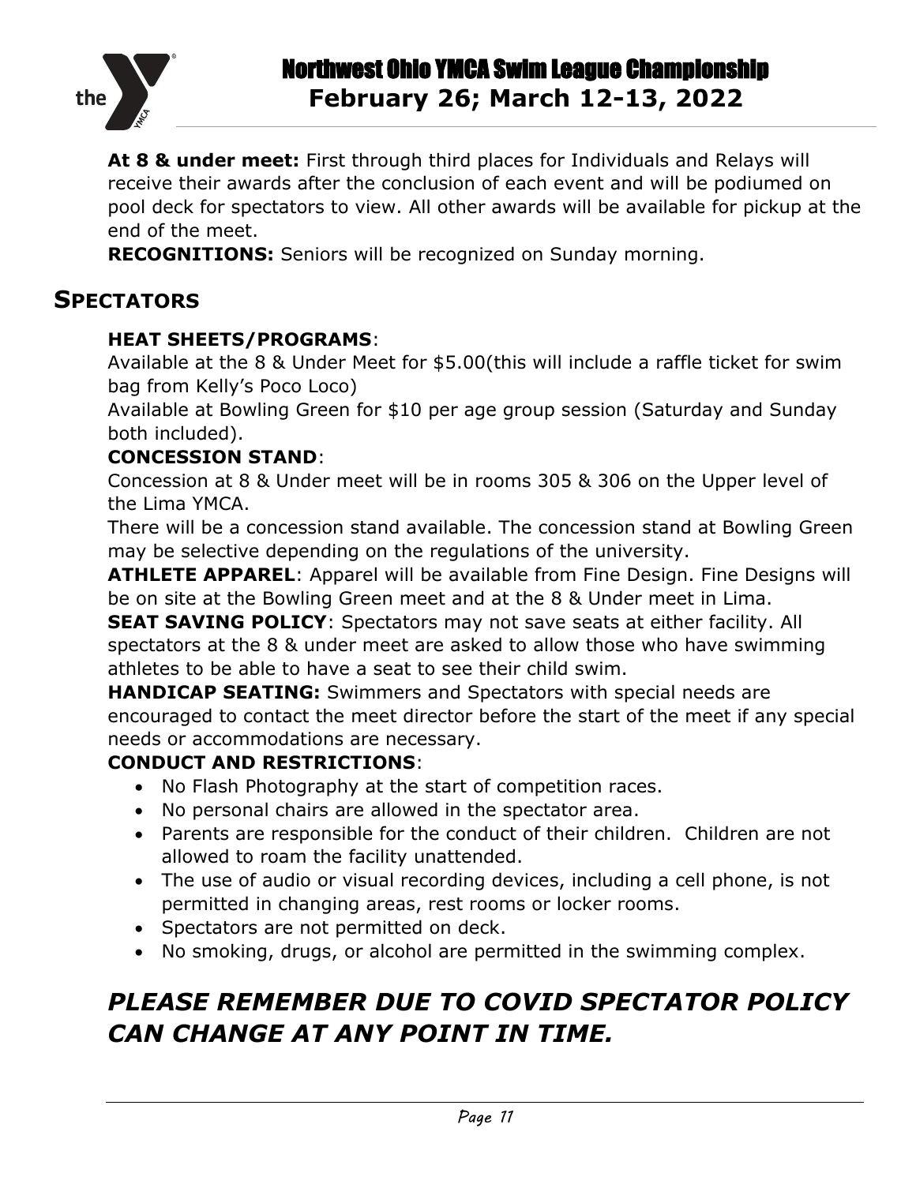**At 8 & under meet:** First through third places for Individuals and Relays will receive their awards after the conclusion of each event and will be podiumed on pool deck for spectators to view. All other awards will be available for pickup at the end of the meet.

**RECOGNITIONS:** Seniors will be recognized on Sunday morning.

## SPECTATORS

**HEAT SHEETS/PROGRAMS**:
Available at the 8 & Under Meet for $5.00(this will include a raffle ticket for swim bag from Kelly's Poco Loco)
Available at Bowling Green for $10 per age group session (Saturday and Sunday both included).

**CONCESSION STAND**:
Concession at 8 & Under meet will be in rooms 305 & 306 on the Upper level of the Lima YMCA.
There will be a concession stand available. The concession stand at Bowling Green may be selective depending on the regulations of the university.

**ATHLETE APPAREL**: Apparel will be available from Fine Design. Fine Designs will be on site at the Bowling Green meet and at the 8 & Under meet in Lima.

**SEAT SAVING POLICY**: Spectators may not save seats at either facility. All spectators at the 8 & under meet are asked to allow those who have swimming athletes to be able to have a seat to see their child swim.

**HANDICAP SEATING:** Swimmers and Spectators with special needs are encouraged to contact the meet director before the start of the meet if any special needs or accommodations are necessary.

**CONDUCT AND RESTRICTIONS**:

- No Flash Photography at the start of competition races.
- No personal chairs are allowed in the spectator area.
- Parents are responsible for the conduct of their children. Children are not allowed to roam the facility unattended.
- The use of audio or visual recording devices, including a cell phone, is not permitted in changing areas, rest rooms or locker rooms.
- Spectators are not permitted on deck.
- No smoking, drugs, or alcohol are permitted in the swimming complex.

## *PLEASE REMEMBER DUE TO COVID SPECTATOR POLICY CAN CHANGE AT ANY POINT IN TIME.*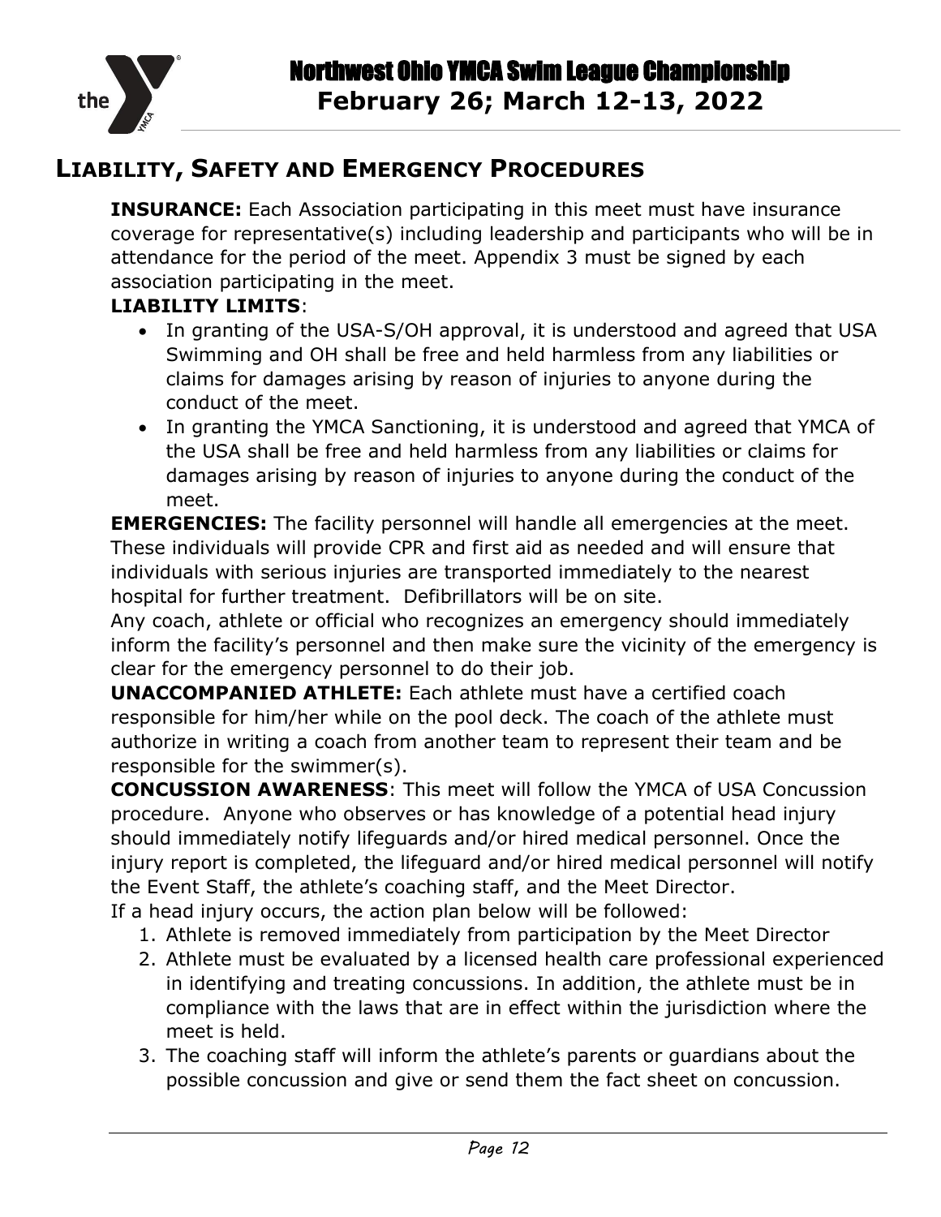## Liability, Safety and Emergency Procedures

**INSURANCE:** Each Association participating in this meet must have insurance coverage for representative(s) including leadership and participants who will be in attendance for the period of the meet. Appendix 3 must be signed by each association participating in the meet.

**LIABILITY LIMITS**:

- In granting of the USA-S/OH approval, it is understood and agreed that USA Swimming and OH shall be free and held harmless from any liabilities or claims for damages arising by reason of injuries to anyone during the conduct of the meet.
- In granting the YMCA Sanctioning, it is understood and agreed that YMCA of the USA shall be free and held harmless from any liabilities or claims for damages arising by reason of injuries to anyone during the conduct of the meet.

**EMERGENCIES:** The facility personnel will handle all emergencies at the meet. These individuals will provide CPR and first aid as needed and will ensure that individuals with serious injuries are transported immediately to the nearest hospital for further treatment. Defibrillators will be on site.

Any coach, athlete or official who recognizes an emergency should immediately inform the facility's personnel and then make sure the vicinity of the emergency is clear for the emergency personnel to do their job.

**UNACCOMPANIED ATHLETE:** Each athlete must have a certified coach responsible for him/her while on the pool deck. The coach of the athlete must authorize in writing a coach from another team to represent their team and be responsible for the swimmer(s).

**CONCUSSION AWARENESS**: This meet will follow the YMCA of USA Concussion procedure. Anyone who observes or has knowledge of a potential head injury should immediately notify lifeguards and/or hired medical personnel. Once the injury report is completed, the lifeguard and/or hired medical personnel will notify the Event Staff, the athlete's coaching staff, and the Meet Director.

If a head injury occurs, the action plan below will be followed:

1. Athlete is removed immediately from participation by the Meet Director
2. Athlete must be evaluated by a licensed health care professional experienced in identifying and treating concussions. In addition, the athlete must be in compliance with the laws that are in effect within the jurisdiction where the meet is held.
3. The coaching staff will inform the athlete's parents or guardians about the possible concussion and give or send them the fact sheet on concussion.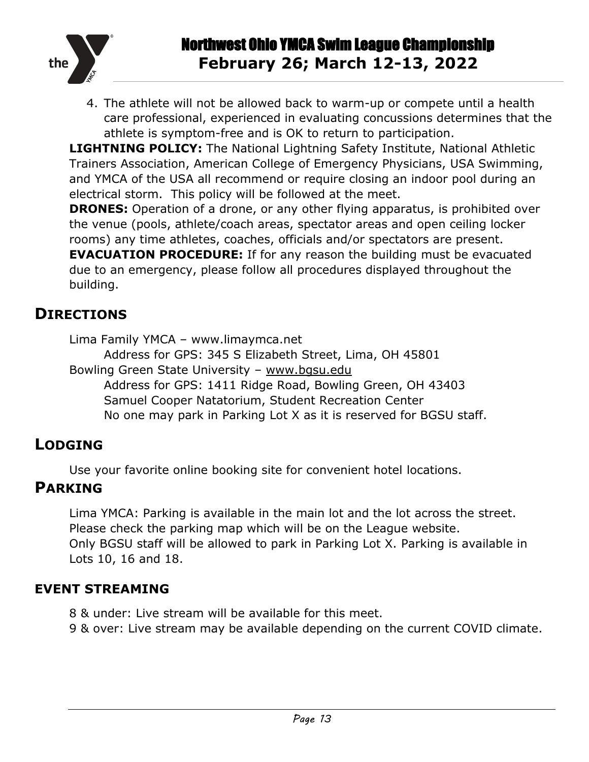4. The athlete will not be allowed back to warm-up or compete until a health care professional, experienced in evaluating concussions determines that the athlete is symptom-free and is OK to return to participation.

**LIGHTNING POLICY:** The National Lightning Safety Institute, National Athletic Trainers Association, American College of Emergency Physicians, USA Swimming, and YMCA of the USA all recommend or require closing an indoor pool during an electrical storm. This policy will be followed at the meet.

**DRONES:** Operation of a drone, or any other flying apparatus, is prohibited over the venue (pools, athlete/coach areas, spectator areas and open ceiling locker rooms) any time athletes, coaches, officials and/or spectators are present.

**EVACUATION PROCEDURE:** If for any reason the building must be evacuated due to an emergency, please follow all procedures displayed throughout the building.

## DIRECTIONS

Lima Family YMCA – www.limaymca.net
    Address for GPS: 345 S Elizabeth Street, Lima, OH 45801

Bowling Green State University – www.bgsu.edu
    Address for GPS: 1411 Ridge Road, Bowling Green, OH 43403
    Samuel Cooper Natatorium, Student Recreation Center
    No one may park in Parking Lot X as it is reserved for BGSU staff.

## LODGING

Use your favorite online booking site for convenient hotel locations.

## PARKING

Lima YMCA: Parking is available in the main lot and the lot across the street. Please check the parking map which will be on the League website.

Only BGSU staff will be allowed to park in Parking Lot X. Parking is available in Lots 10, 16 and 18.

### EVENT STREAMING

8 & under: Live stream will be available for this meet.

9 & over: Live stream may be available depending on the current COVID climate.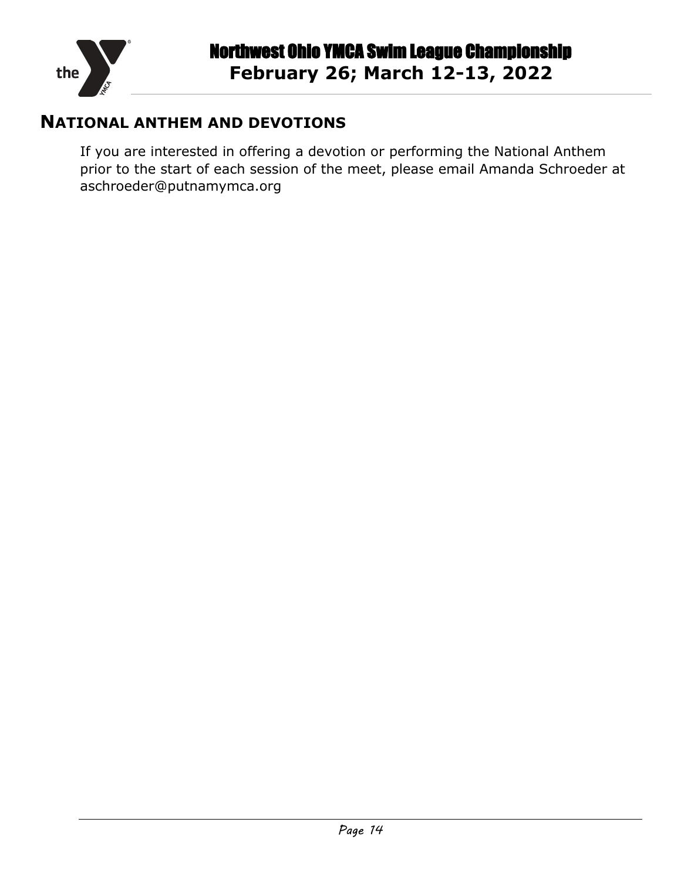## NATIONAL ANTHEM AND DEVOTIONS

If you are interested in offering a devotion or performing the National Anthem prior to the start of each session of the meet, please email Amanda Schroeder at aschroeder@putnamymca.org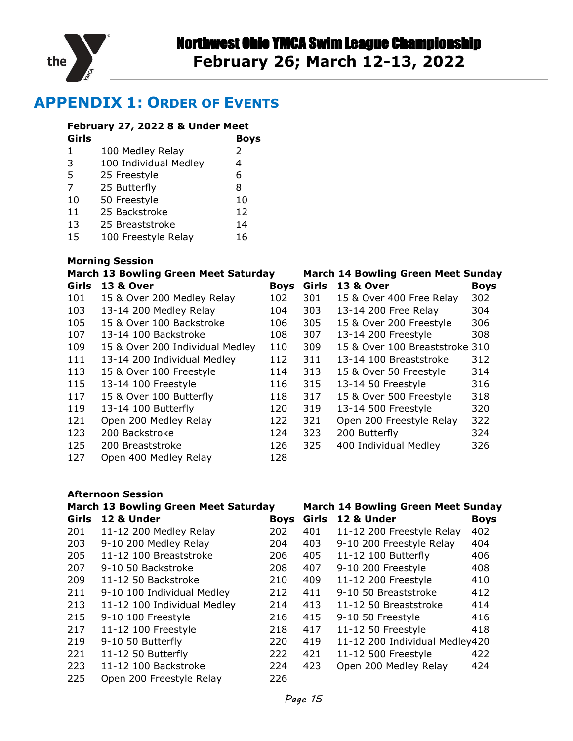# APPENDIX 1: ORDER OF EVENTS

### February 27, 2022 8 & Under Meet

| Girls | | Boys |
|---|---|---|
| 1 | 100 Medley Relay | 2 |
| 3 | 100 Individual Medley | 4 |
| 5 | 25 Freestyle | 6 |
| 7 | 25 Butterfly | 8 |
| 10 | 50 Freestyle | 10 |
| 11 | 25 Backstroke | 12 |
| 13 | 25 Breaststroke | 14 |
| 15 | 100 Freestyle Relay | 16 |

### Morning Session

**March 13 Bowling Green Meet Saturday**

| Girls | 13 & Over | Boys |
|---|---|---|
| 101 | 15 & Over 200 Medley Relay | 102 |
| 103 | 13-14 200 Medley Relay | 104 |
| 105 | 15 & Over 100 Backstroke | 106 |
| 107 | 13-14 100 Backstroke | 108 |
| 109 | 15 & Over 200 Individual Medley | 110 |
| 111 | 13-14 200 Individual Medley | 112 |
| 113 | 15 & Over 100 Freestyle | 114 |
| 115 | 13-14 100 Freestyle | 116 |
| 117 | 15 & Over 100 Butterfly | 118 |
| 119 | 13-14 100 Butterfly | 120 |
| 121 | Open 200 Medley Relay | 122 |
| 123 | 200 Backstroke | 124 |
| 125 | 200 Breaststroke | 126 |
| 127 | Open 400 Medley Relay | 128 |

**March 14 Bowling Green Meet Sunday**

| Girls | 13 & Over | Boys |
|---|---|---|
| 301 | 15 & Over 400 Free Relay | 302 |
| 303 | 13-14 200 Free Relay | 304 |
| 305 | 15 & Over 200 Freestyle | 306 |
| 307 | 13-14 200 Freestyle | 308 |
| 309 | 15 & Over 100 Breaststroke | 310 |
| 311 | 13-14 100 Breaststroke | 312 |
| 313 | 15 & Over 50 Freestyle | 314 |
| 315 | 13-14 50 Freestyle | 316 |
| 317 | 15 & Over 500 Freestyle | 318 |
| 319 | 13-14 500 Freestyle | 320 |
| 321 | Open 200 Freestyle Relay | 322 |
| 323 | 200 Butterfly | 324 |
| 325 | 400 Individual Medley | 326 |

### Afternoon Session

**March 13 Bowling Green Meet Saturday**

| Girls | 12 & Under | Boys |
|---|---|---|
| 201 | 11-12 200 Medley Relay | 202 |
| 203 | 9-10 200 Medley Relay | 204 |
| 205 | 11-12 100 Breaststroke | 206 |
| 207 | 9-10 50 Backstroke | 208 |
| 209 | 11-12 50 Backstroke | 210 |
| 211 | 9-10 100 Individual Medley | 212 |
| 213 | 11-12 100 Individual Medley | 214 |
| 215 | 9-10 100 Freestyle | 216 |
| 217 | 11-12 100 Freestyle | 218 |
| 219 | 9-10 50 Butterfly | 220 |
| 221 | 11-12 50 Butterfly | 222 |
| 223 | 11-12 100 Backstroke | 224 |
| 225 | Open 200 Freestyle Relay | 226 |

**March 14 Bowling Green Meet Sunday**

| Girls | 12 & Under | Boys |
|---|---|---|
| 401 | 11-12 200 Freestyle Relay | 402 |
| 403 | 9-10 200 Freestyle Relay | 404 |
| 405 | 11-12 100 Butterfly | 406 |
| 407 | 9-10 200 Freestyle | 408 |
| 409 | 11-12 200 Freestyle | 410 |
| 411 | 9-10 50 Breaststroke | 412 |
| 413 | 11-12 50 Breaststroke | 414 |
| 415 | 9-10 50 Freestyle | 416 |
| 417 | 11-12 50 Freestyle | 418 |
| 419 | 11-12 200 Individual Medley | 420 |
| 421 | 11-12 500 Freestyle | 422 |
| 423 | Open 200 Medley Relay | 424 |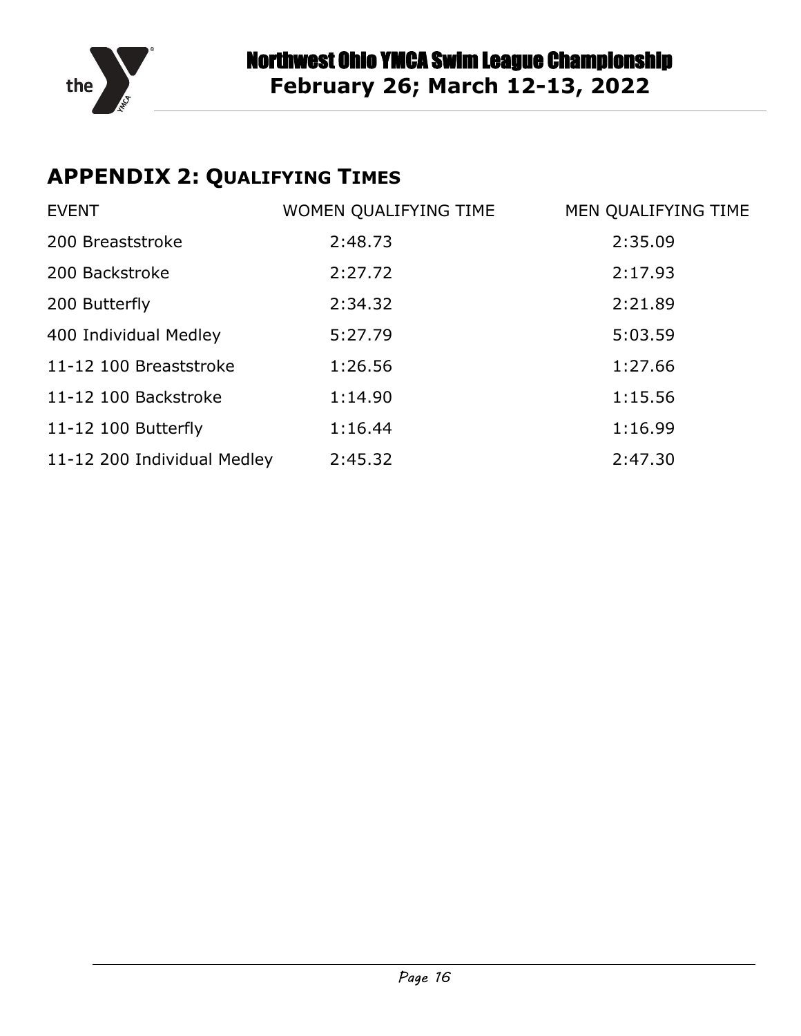## APPENDIX 2: QUALIFYING TIMES

| EVENT | WOMEN QUALIFYING TIME | MEN QUALIFYING TIME |
|---|---|---|
| 200 Breaststroke | 2:48.73 | 2:35.09 |
| 200 Backstroke | 2:27.72 | 2:17.93 |
| 200 Butterfly | 2:34.32 | 2:21.89 |
| 400 Individual Medley | 5:27.79 | 5:03.59 |
| 11-12 100 Breaststroke | 1:26.56 | 1:27.66 |
| 11-12 100 Backstroke | 1:14.90 | 1:15.56 |
| 11-12 100 Butterfly | 1:16.44 | 1:16.99 |
| 11-12 200 Individual Medley | 2:45.32 | 2:47.30 |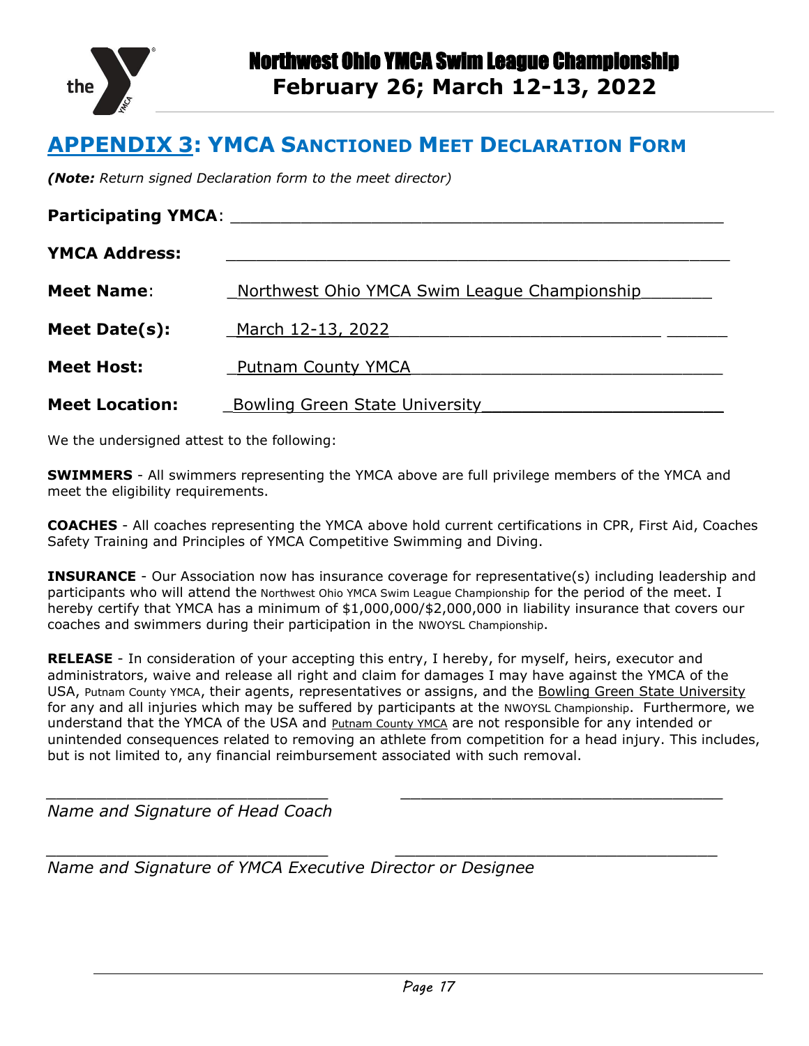# APPENDIX 3: YMCA SANCTIONED MEET DECLARATION FORM

***(Note:** Return signed Declaration form to the meet director)*

**Participating YMCA**: ______________________________________________

**YMCA Address:** ______________________________________________

**Meet Name**: Northwest Ohio YMCA Swim League Championship

**Meet Date(s):** March 12-13, 2022

**Meet Host:** Putnam County YMCA

**Meet Location:** Bowling Green State University

We the undersigned attest to the following:

**SWIMMERS** - All swimmers representing the YMCA above are full privilege members of the YMCA and meet the eligibility requirements.

**COACHES** - All coaches representing the YMCA above hold current certifications in CPR, First Aid, Coaches Safety Training and Principles of YMCA Competitive Swimming and Diving.

**INSURANCE** - Our Association now has insurance coverage for representative(s) including leadership and participants who will attend the Northwest Ohio YMCA Swim League Championship for the period of the meet. I hereby certify that YMCA has a minimum of $1,000,000/$2,000,000 in liability insurance that covers our coaches and swimmers during their participation in the NWOYSL Championship.

**RELEASE** - In consideration of your accepting this entry, I hereby, for myself, heirs, executor and administrators, waive and release all right and claim for damages I may have against the YMCA of the USA, Putnam County YMCA, their agents, representatives or assigns, and the Bowling Green State University for any and all injuries which may be suffered by participants at the NWOYSL Championship. Furthermore, we understand that the YMCA of the USA and Putnam County YMCA are not responsible for any intended or unintended consequences related to removing an athlete from competition for a head injury. This includes, but is not limited to, any financial reimbursement associated with such removal.

______________________________ ______________________________

*Name and Signature of Head Coach*

______________________________ ______________________________

*Name and Signature of YMCA Executive Director or Designee*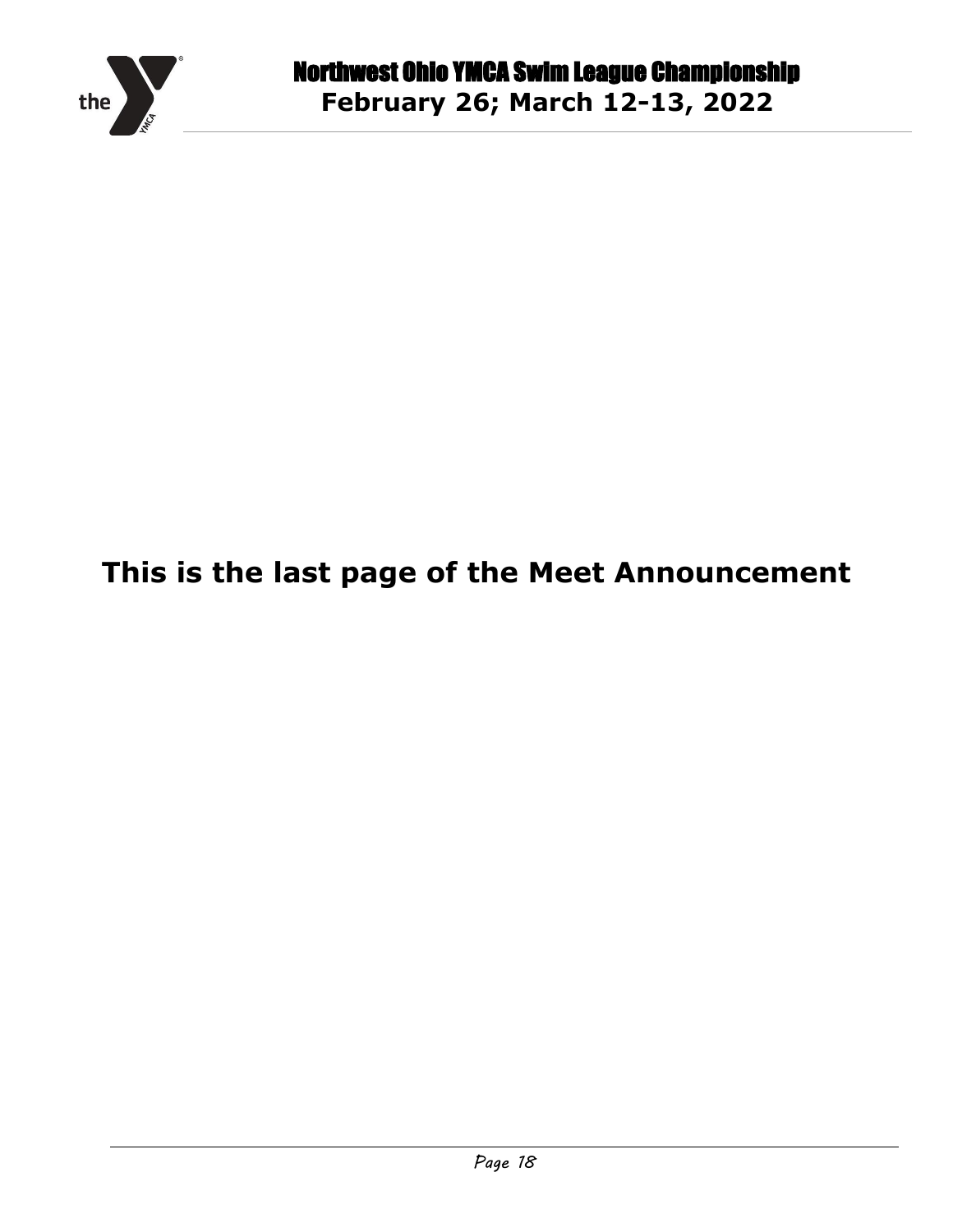**This is the last page of the Meet Announcement**